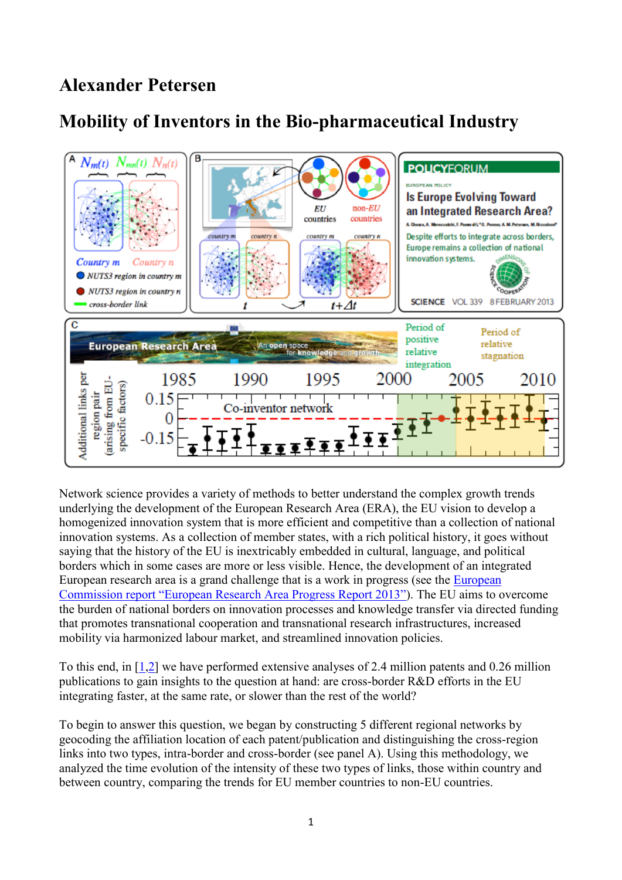# Alexander Petersen

# Mobility of Inventors in the Bio-pharmaceutical Industry

Network science provides a variety of methods to better understand the complex growth trends underlying the development of the European Research Area (ERA), the EU vision to develop a homogenized innovation system that is more efficient and competitive than a collection of national innovation systems. As a collection of member states, with a rich political history, it goes without saying that the history of the EU is inextricably embedded in cultural, language, and political borders which in some cases are more or less visible. Hence, the development of an integrated European research area is a grand challenge that is a work in progress (see the European Commission report "European Research Area Progress Report 2013"). The EU aims to overcome the burden of national borders on innovation processes and knowledge transfer via directed funding that promotes transnational cooperation and transnational research infrastructures, increased mobility via harmonized labour market, and streamlined innovation policies.

To this end, in [1,2] we have performed extensive analyses of 2.4 million patents and 0.26 million publications to gain insights to the question at hand: are cross-border R&D efforts in the EU integrating faster, at the same rate, or slower than the rest of the world?

To begin to answer this question, we began by constructing 5 different regional networks by geocoding the affiliation location of each patent/publication and distinguishing the cross-region links into two types, intra-border and cross-border (see panel A). Using this methodology, we analyzed the time evolution of the intensity of these two types of links, those within country and between country, comparing the trends for EU member countries to non-EU countries.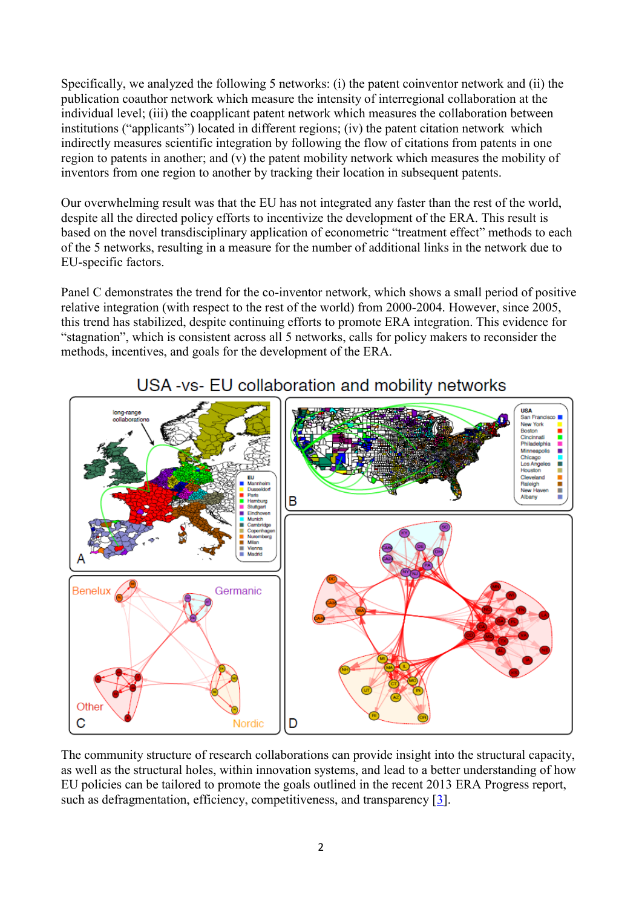Specifically, we analyzed the following 5 networks: (i) the patent coinventor network and (ii) the publication coauthor network which measure the intensity of interregional collaboration at the individual level; (iii) the coapplicant patent network which measures the collaboration between institutions (“applicants”) located in different regions; (iv) the patent citation network which indirectly measures scientific integration by following the flow of citations from patents in one region to patents in another; and (v) the patent mobility network which measures the mobility of inventors from one region to another by tracking their location in subsequent patents.

Our overwhelming result was that the EU has not integrated any faster than the rest of the world, despite all the directed policy efforts to incentivize the development of the ERA. This result is based on the novel transdisciplinary application of econometric “treatment effect” methods to each of the 5 networks, resulting in a measure for the number of additional links in the network due to EU-specific factors.

Panel C demonstrates the trend for the co-inventor network, which shows a small period of positive relative integration (with respect to the rest of the world) from 2000-2004. However, since 2005, this trend has stabilized, despite continuing efforts to promote ERA integration. This evidence for “stagnation”, which is consistent across all 5 networks, calls for policy makers to reconsider the methods, incentives, and goals for the development of the ERA.

USA -vs- EU collaboration and mobility networks

The community structure of research collaborations can provide insight into the structural capacity, as well as the structural holes, within innovation systems, and lead to a better understanding of how EU policies can be tailored to promote the goals outlined in the recent 2013 ERA Progress report, such as defragmentation, efficiency, competitiveness, and transparency [3].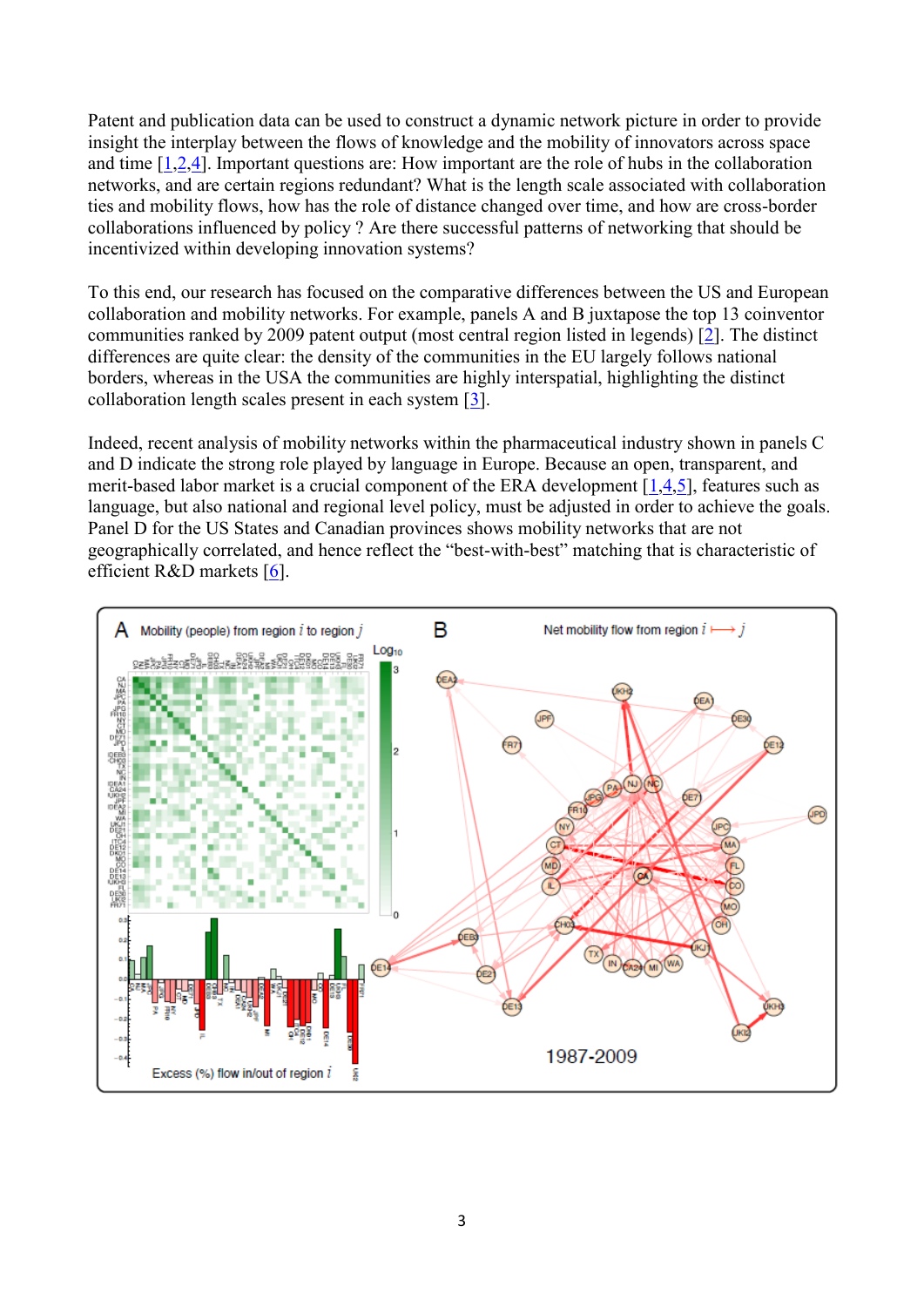Patent and publication data can be used to construct a dynamic network picture in order to provide insight the interplay between the flows of knowledge and the mobility of innovators across space and time [1,2,4]. Important questions are: How important are the role of hubs in the collaboration networks, and are certain regions redundant? What is the length scale associated with collaboration ties and mobility flows, how has the role of distance changed over time, and how are cross-border collaborations influenced by policy ? Are there successful patterns of networking that should be incentivized within developing innovation systems?

To this end, our research has focused on the comparative differences between the US and European collaboration and mobility networks. For example, panels A and B juxtapose the top 13 coinventor communities ranked by 2009 patent output (most central region listed in legends) [2]. The distinct differences are quite clear: the density of the communities in the EU largely follows national borders, whereas in the USA the communities are highly interspatial, highlighting the distinct collaboration length scales present in each system [3].

Indeed, recent analysis of mobility networks within the pharmaceutical industry shown in panels C and D indicate the strong role played by language in Europe. Because an open, transparent, and merit-based labor market is a crucial component of the ERA development [1,4,5], features such as language, but also national and regional level policy, must be adjusted in order to achieve the goals. Panel D for the US States and Canadian provinces shows mobility networks that are not geographically correlated, and hence reflect the "best-with-best" matching that is characteristic of efficient R&D markets [6].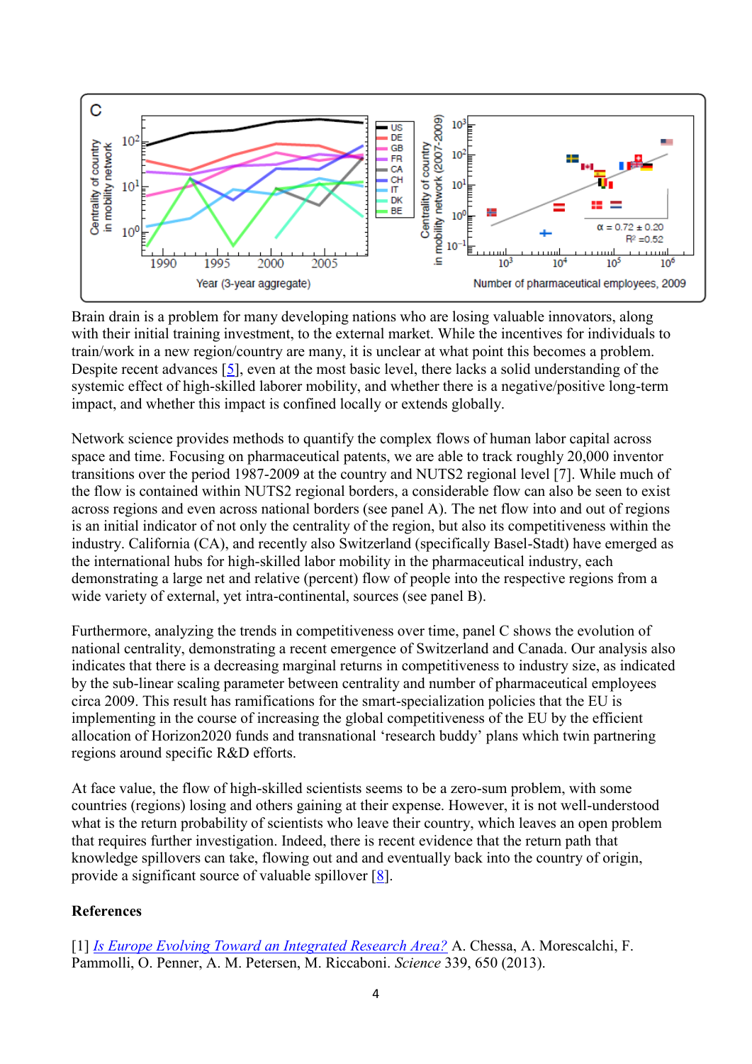Brain drain is a problem for many developing nations who are losing valuable innovators, along with their initial training investment, to the external market. While the incentives for individuals to train/work in a new region/country are many, it is unclear at what point this becomes a problem. Despite recent advances [5], even at the most basic level, there lacks a solid understanding of the systemic effect of high-skilled laborer mobility, and whether there is a negative/positive long-term impact, and whether this impact is confined locally or extends globally.

Network science provides methods to quantify the complex flows of human labor capital across space and time. Focusing on pharmaceutical patents, we are able to track roughly 20,000 inventor transitions over the period 1987-2009 at the country and NUTS2 regional level [7]. While much of the flow is contained within NUTS2 regional borders, a considerable flow can also be seen to exist across regions and even across national borders (see panel A). The net flow into and out of regions is an initial indicator of not only the centrality of the region, but also its competitiveness within the industry. California (CA), and recently also Switzerland (specifically Basel-Stadt) have emerged as the international hubs for high-skilled labor mobility in the pharmaceutical industry, each demonstrating a large net and relative (percent) flow of people into the respective regions from a wide variety of external, yet intra-continental, sources (see panel B).

Furthermore, analyzing the trends in competitiveness over time, panel C shows the evolution of national centrality, demonstrating a recent emergence of Switzerland and Canada. Our analysis also indicates that there is a decreasing marginal returns in competitiveness to industry size, as indicated by the sub-linear scaling parameter between centrality and number of pharmaceutical employees circa 2009. This result has ramifications for the smart-specialization policies that the EU is implementing in the course of increasing the global competitiveness of the EU by the efficient allocation of Horizon2020 funds and transnational 'research buddy' plans which twin partnering regions around specific R&D efforts.

At face value, the flow of high-skilled scientists seems to be a zero-sum problem, with some countries (regions) losing and others gaining at their expense. However, it is not well-understood what is the return probability of scientists who leave their country, which leaves an open problem that requires further investigation. Indeed, there is recent evidence that the return path that knowledge spillovers can take, flowing out and and eventually back into the country of origin, provide a significant source of valuable spillover [8].

**References**

[1] *Is Europe Evolving Toward an Integrated Research Area?* A. Chessa, A. Morescalchi, F. Pammolli, O. Penner, A. M. Petersen, M. Riccaboni. *Science* 339, 650 (2013).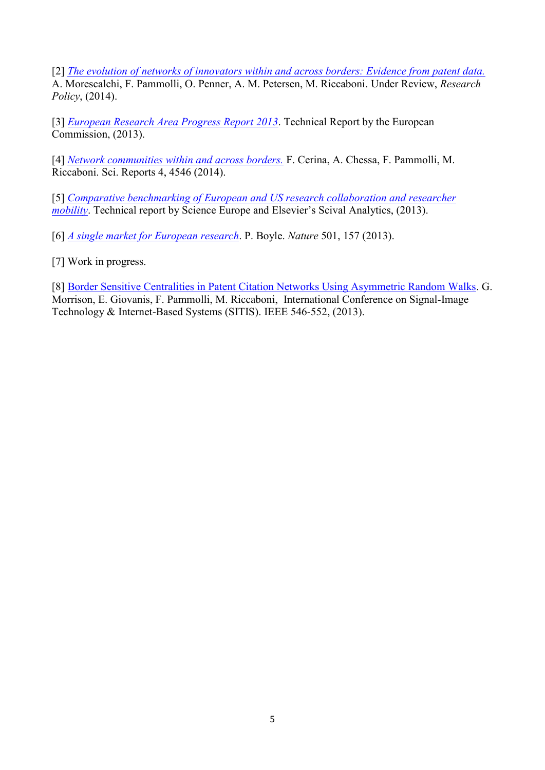[2] *The evolution of networks of innovators within and across borders: Evidence from patent data.* A. Morescalchi, F. Pammolli, O. Penner, A. M. Petersen, M. Riccaboni. Under Review, *Research Policy*, (2014).

[3] *European Research Area Progress Report 2013*. Technical Report by the European Commission, (2013).

[4] *Network communities within and across borders.* F. Cerina, A. Chessa, F. Pammolli, M. Riccaboni. Sci. Reports 4, 4546 (2014).

[5] *Comparative benchmarking of European and US research collaboration and researcher mobility*. Technical report by Science Europe and Elsevier's Scival Analytics, (2013).

[6] *A single market for European research*. P. Boyle. *Nature* 501, 157 (2013).

[7] Work in progress.

[8] Border Sensitive Centralities in Patent Citation Networks Using Asymmetric Random Walks. G. Morrison, E. Giovanis, F. Pammolli, M. Riccaboni, International Conference on Signal-Image Technology & Internet-Based Systems (SITIS). IEEE 546-552, (2013).